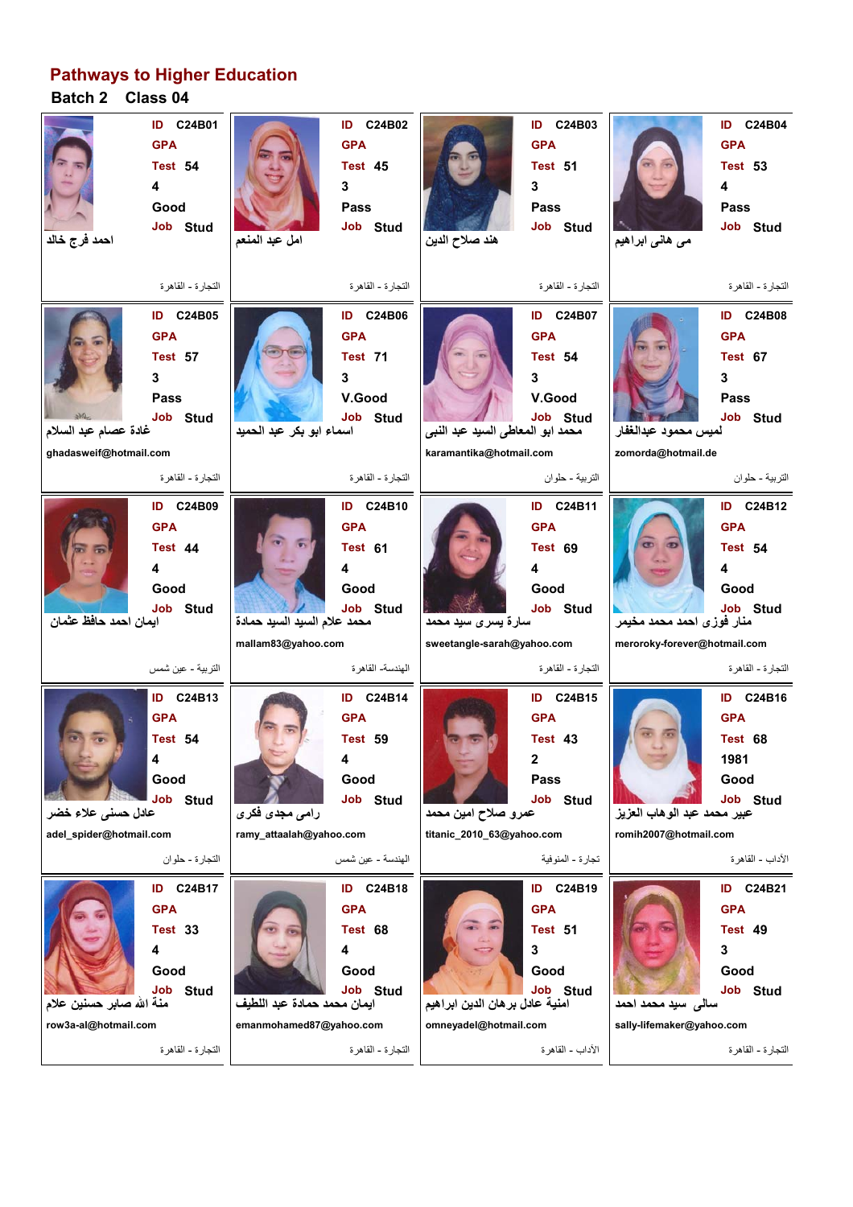# Pathways to Higher Education

## Batch 2 Class 04

| ID | GPA | Test | | | Job | Name | Email | Faculty |
|---|---|---|---|---|---|---|---|---|
| C24B01 | | 54 | 4 | Good | Stud | احمد فرج خالد | | التجارة - القاهرة |
| C24B02 | | 45 | 3 | Pass | Stud | امل عبد المنعم | | التجارة - القاهرة |
| C24B03 | | 51 | 3 | Pass | Stud | هند صلاح الدين | | التجارة - القاهرة |
| C24B04 | | 53 | 4 | Pass | Stud | مى هانى ابراهيم | | التجارة - القاهرة |
| C24B05 | | 57 | 3 | Pass | Stud | غادة عصام عبد السلام | ghadasweif@hotmail.com | التجارة - القاهرة |
| C24B06 | | 71 | 3 | V.Good | Stud | اسماء ابو بكر عبد الحميد | | التجارة - القاهرة |
| C24B07 | | 54 | 3 | V.Good | Stud | محمد ابو المعاطى السيد عبد النبى | karamantika@hotmail.com | التربية - حلوان |
| C24B08 | | 67 | 3 | Pass | Stud | لميس محمود عبدالغفار | zomorda@hotmail.de | التربية - حلوان |
| C24B09 | | 44 | 4 | Good | Stud | ايمان احمد حافظ عثمان | | التربية - عين شمس |
| C24B10 | | 61 | 4 | Good | Stud | محمد علاء السيد السيد حمادة | mallam83@yahoo.com | الهندسة- القاهرة |
| C24B11 | | 69 | 4 | Good | Stud | سارة يسرى سيد محمد | sweetangle-sarah@yahoo.com | التجارة - القاهرة |
| C24B12 | | 54 | 4 | Good | Stud | منار فوزى احمد محمد مخيمر | meroroky-forever@hotmail.com | التجارة - القاهرة |
| C24B13 | | 54 | 4 | Good | Stud | عادل حسنى علاء خضر | adel_spider@hotmail.com | التجارة - حلوان |
| C24B14 | | 59 | 4 | Good | Stud | رامى مجدى فكرى | ramy_attaalah@yahoo.com | الهندسة - عين شمس |
| C24B15 | | 43 | 2 | Pass | Stud | عمرو صلاح امين محمد | titanic_2010_63@yahoo.com | تجارة - المنوفية |
| C24B16 | | 68 | 1981 | Good | Stud | عبير محمد عبد الوهاب العزيز | romih2007@hotmail.com | الآداب - القاهرة |
| C24B17 | | 33 | 4 | Good | Stud | منة الله صابر حسنين علام | row3a-al@hotmail.com | التجارة - القاهرة |
| C24B18 | | 68 | 4 | Good | Stud | ايمان محمد حمادة عبد اللطيف | emanmohamed87@yahoo.com | التجارة - القاهرة |
| C24B19 | | 51 | 3 | Good | Stud | امنية عادل برهان الدين ابراهيم | omneyadel@hotmail.com | الآداب - القاهرة |
| C24B21 | | 49 | 3 | Good | Stud | سالى سيد محمد احمد | sally-lifemaker@yahoo.com | التجارة - القاهرة |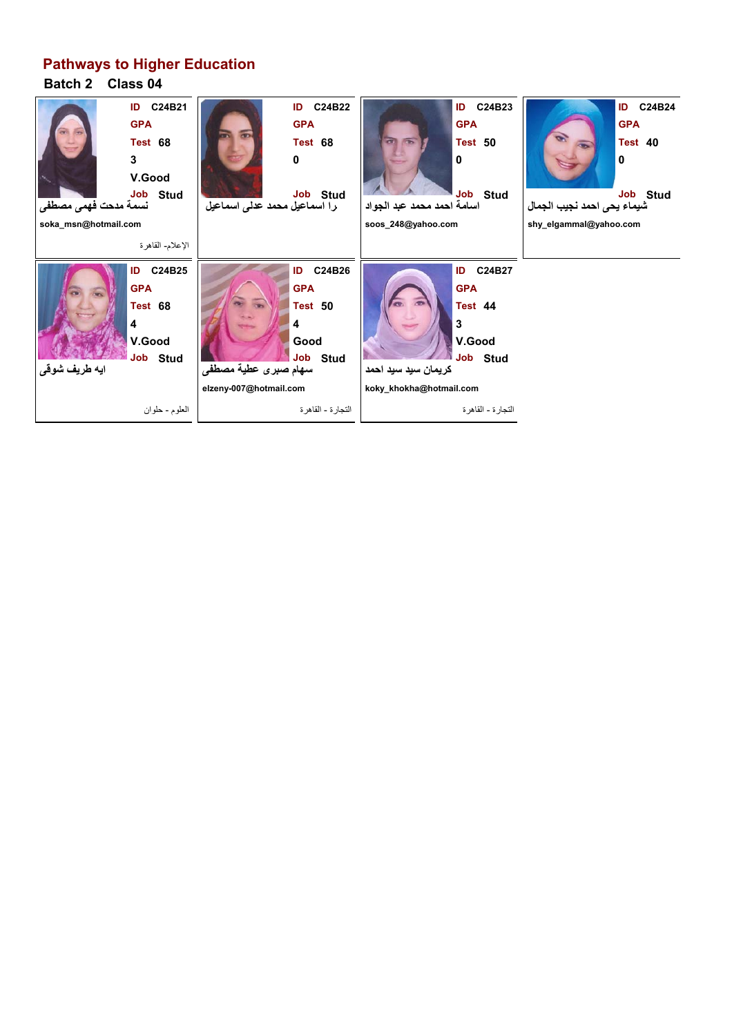## Pathways to Higher Education

**Batch 2 Class 04**

| | | | |
|---|---|---|---|
| ID C24B21<br>GPA<br>Test 68<br>3<br>V.Good<br>Job Stud<br>نسمة مدحت فهمى مصطفى<br>soka_msn@hotmail.com<br>الإعلام- القاهرة | ID C24B22<br>GPA<br>Test 68<br>0<br>Job Stud<br>را اسماعيل محمد عدلى اسماعيل | ID C24B23<br>GPA<br>Test 50<br>0<br>Job Stud<br>اسامة احمد محمد عبد الجواد<br>soos_248@yahoo.com | ID C24B24<br>GPA<br>Test 40<br>0<br>Job Stud<br>شيماء يحى احمد نجيب الجمال<br>shy_elgammal@yahoo.com |
| ID C24B25<br>GPA<br>Test 68<br>4<br>V.Good<br>Job Stud<br>ايه طريف شوقى<br>العلوم - حلوان | ID C24B26<br>GPA<br>Test 50<br>4<br>Good<br>Job Stud<br>سهام صبرى عطية مصطفى<br>elzeny-007@hotmail.com<br>التجارة - القاهرة | ID C24B27<br>GPA<br>Test 44<br>3<br>V.Good<br>Job Stud<br>كريمان سيد سيد احمد<br>koky_khokha@hotmail.com<br>التجارة - القاهرة | |